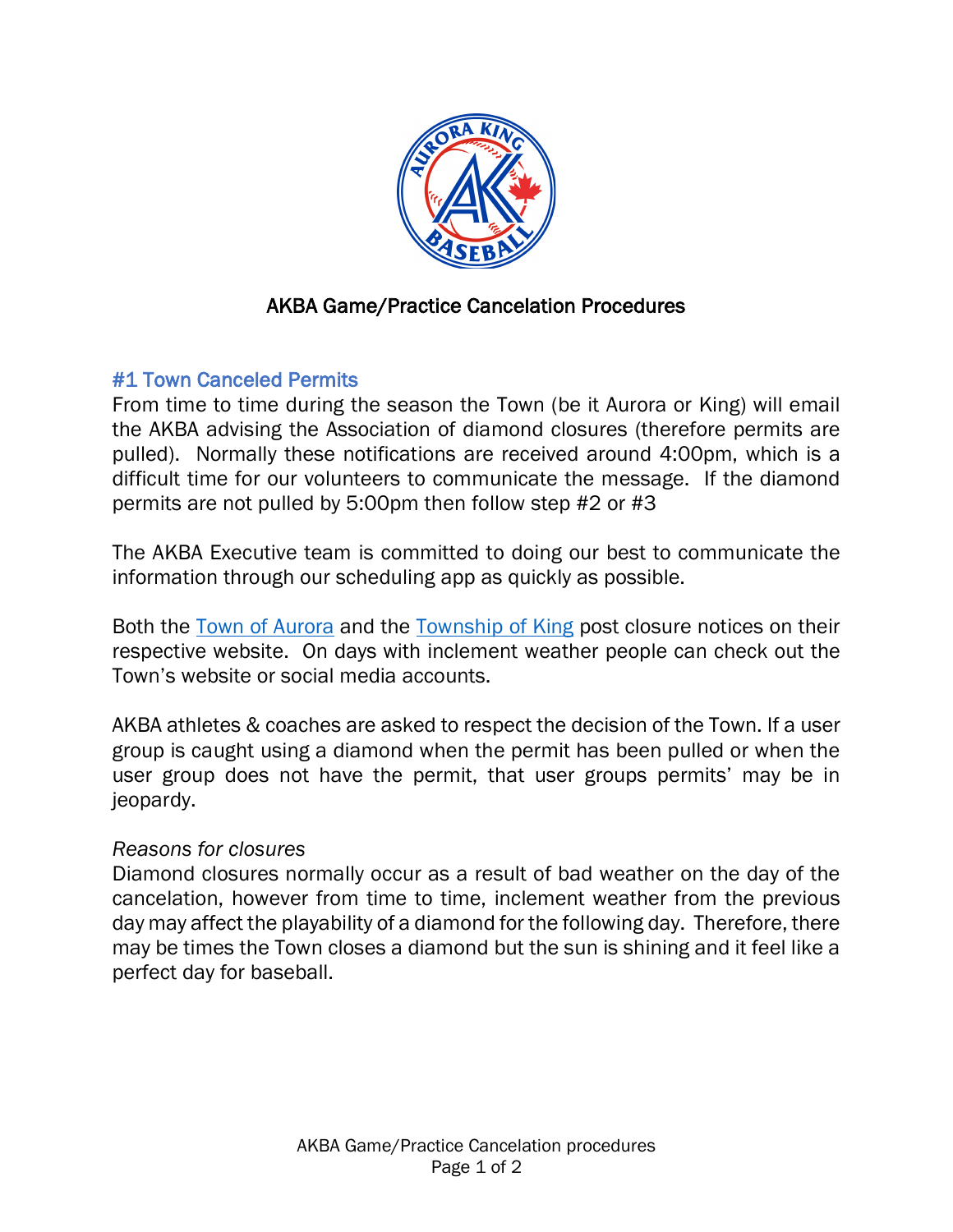# AKBA Game/Practice Cancelation Procedures

## #1 Town Canceled Permits

From time to time during the season the Town (be it Aurora or King) will email the AKBA advising the Association of diamond closures (therefore permits are pulled). Normally these notifications are received around 4:00pm, which is a difficult time for our volunteers to communicate the message. If the diamond permits are not pulled by 5:00pm then follow step #2 or #3

The AKBA Executive team is committed to doing our best to communicate the information through our scheduling app as quickly as possible.

Both the Town of Aurora and the Township of King post closure notices on their respective website. On days with inclement weather people can check out the Town's website or social media accounts.

AKBA athletes & coaches are asked to respect the decision of the Town. If a user group is caught using a diamond when the permit has been pulled or when the user group does not have the permit, that user groups permits' may be in jeopardy.

*Reasons for closures*

Diamond closures normally occur as a result of bad weather on the day of the cancelation, however from time to time, inclement weather from the previous day may affect the playability of a diamond for the following day. Therefore, there may be times the Town closes a diamond but the sun is shining and it feel like a perfect day for baseball.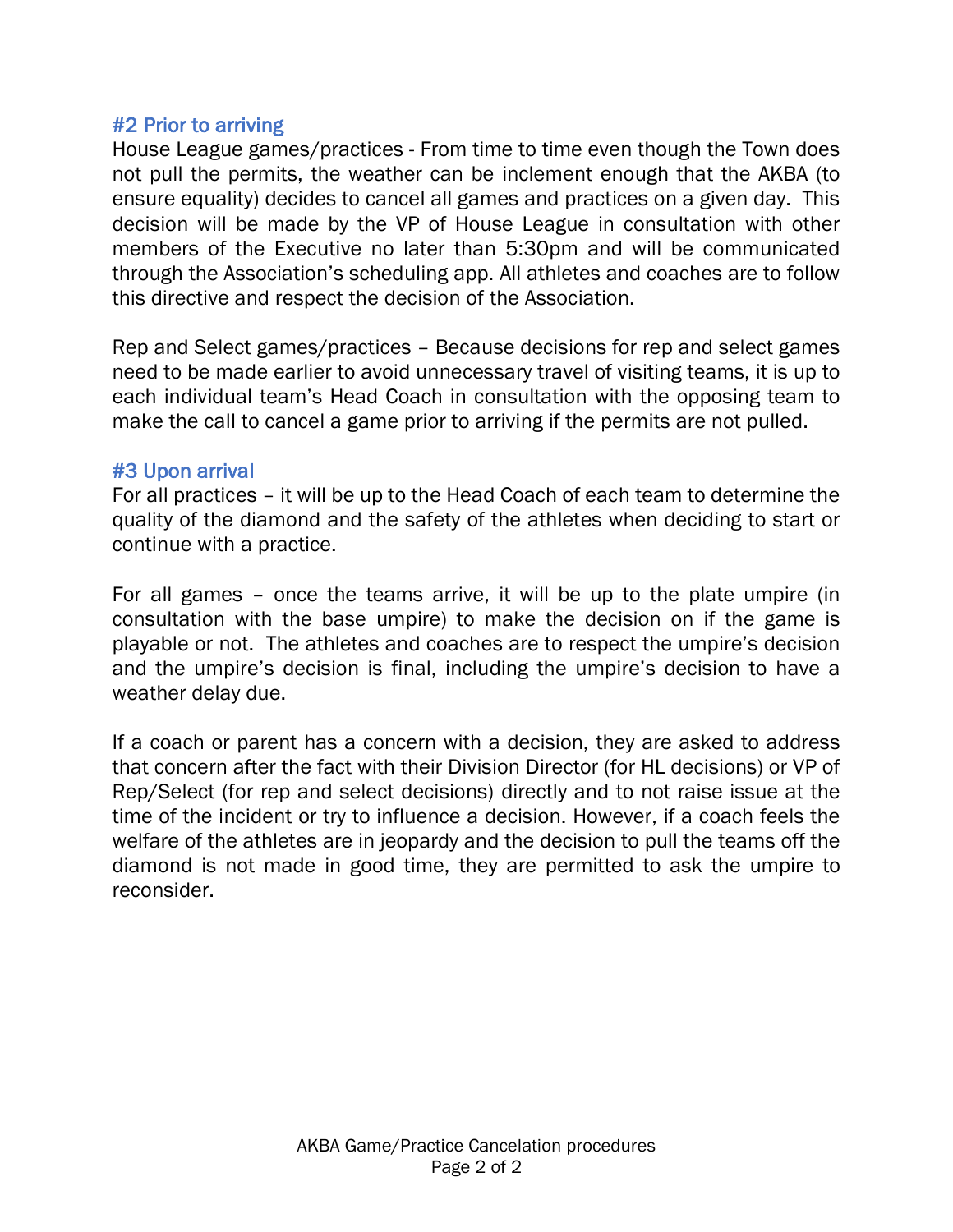## #2 Prior to arriving

House League games/practices - From time to time even though the Town does not pull the permits, the weather can be inclement enough that the AKBA (to ensure equality) decides to cancel all games and practices on a given day. This decision will be made by the VP of House League in consultation with other members of the Executive no later than 5:30pm and will be communicated through the Association's scheduling app. All athletes and coaches are to follow this directive and respect the decision of the Association.

Rep and Select games/practices – Because decisions for rep and select games need to be made earlier to avoid unnecessary travel of visiting teams, it is up to each individual team's Head Coach in consultation with the opposing team to make the call to cancel a game prior to arriving if the permits are not pulled.

## #3 Upon arrival

For all practices – it will be up to the Head Coach of each team to determine the quality of the diamond and the safety of the athletes when deciding to start or continue with a practice.

For all games – once the teams arrive, it will be up to the plate umpire (in consultation with the base umpire) to make the decision on if the game is playable or not. The athletes and coaches are to respect the umpire's decision and the umpire's decision is final, including the umpire's decision to have a weather delay due.

If a coach or parent has a concern with a decision, they are asked to address that concern after the fact with their Division Director (for HL decisions) or VP of Rep/Select (for rep and select decisions) directly and to not raise issue at the time of the incident or try to influence a decision. However, if a coach feels the welfare of the athletes are in jeopardy and the decision to pull the teams off the diamond is not made in good time, they are permitted to ask the umpire to reconsider.